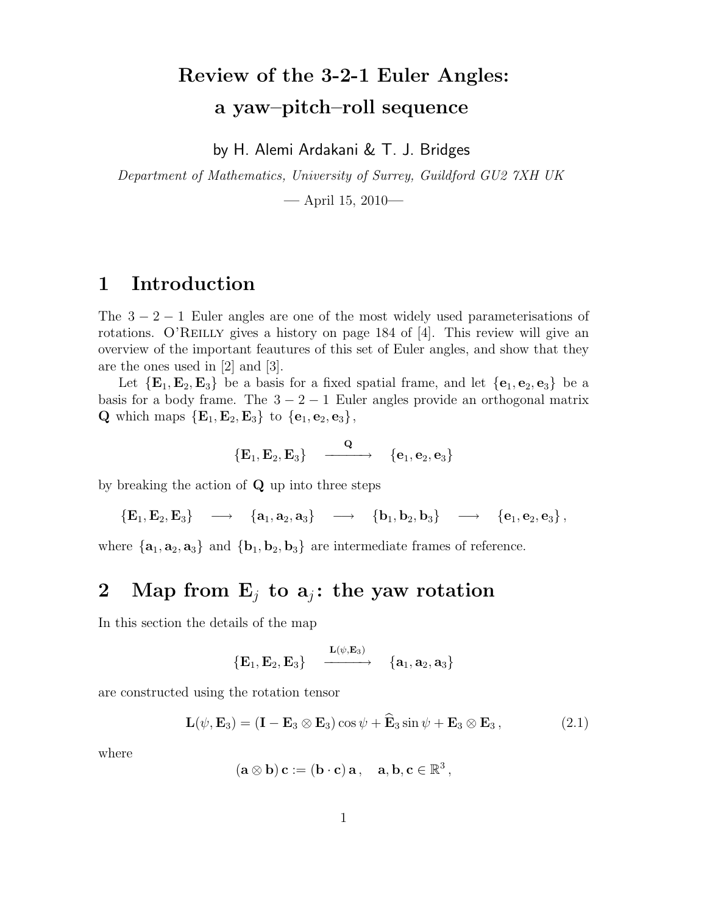# Review of the 3-2-1 Euler Angles: a yaw–pitch–roll sequence

by H. Alemi Ardakani & T. J. Bridges

*Department of Mathematics, University of Surrey, Guildford GU2 7XH UK*

— April 15, 2010—

## 1 Introduction

The $3-2-1$ Euler angles are one of the most widely used parameterisations of rotations. O'Reilly gives a history on page 184 of [4]. This review will give an overview of the important feautures of this set of Euler angles, and show that they are the ones used in [2] and [3].

Let $\{\mathbf{E}_1, \mathbf{E}_2, \mathbf{E}_3\}$ be a basis for a fixed spatial frame, and let $\{\mathbf{e}_1, \mathbf{e}_2, \mathbf{e}_3\}$ be a basis for a body frame. The $3-2-1$ Euler angles provide an orthogonal matrix $\mathbf{Q}$ which maps $\{\mathbf{E}_1, \mathbf{E}_2, \mathbf{E}_3\}$ to $\{\mathbf{e}_1, \mathbf{e}_2, \mathbf{e}_3\}$,

$$\{\mathbf{E}_1, \mathbf{E}_2, \mathbf{E}_3\} \quad \xrightarrow{\mathbf{Q}} \quad \{\mathbf{e}_1, \mathbf{e}_2, \mathbf{e}_3\}$$

by breaking the action of $\mathbf{Q}$ up into three steps

$$\{\mathbf{E}_1, \mathbf{E}_2, \mathbf{E}_3\} \quad \longrightarrow \quad \{\mathbf{a}_1, \mathbf{a}_2, \mathbf{a}_3\} \quad \longrightarrow \quad \{\mathbf{b}_1, \mathbf{b}_2, \mathbf{b}_3\} \quad \longrightarrow \quad \{\mathbf{e}_1, \mathbf{e}_2, \mathbf{e}_3\},$$

where $\{\mathbf{a}_1, \mathbf{a}_2, \mathbf{a}_3\}$ and $\{\mathbf{b}_1, \mathbf{b}_2, \mathbf{b}_3\}$ are intermediate frames of reference.

## 2 Map from $\mathbf{E}_j$ to $\mathbf{a}_j$: the yaw rotation

In this section the details of the map

$$\{\mathbf{E}_1, \mathbf{E}_2, \mathbf{E}_3\} \quad \xrightarrow{\mathbf{L}(\psi, \mathbf{E}_3)} \quad \{\mathbf{a}_1, \mathbf{a}_2, \mathbf{a}_3\}$$

are constructed using the rotation tensor

$$\mathbf{L}(\psi, \mathbf{E}_3) = (\mathbf{I} - \mathbf{E}_3 \otimes \mathbf{E}_3)\cos\psi + \widehat{\mathbf{E}}_3 \sin\psi + \mathbf{E}_3 \otimes \mathbf{E}_3\,, \tag{2.1}$$

where

$$(\mathbf{a} \otimes \mathbf{b})\,\mathbf{c} := (\mathbf{b} \cdot \mathbf{c})\,\mathbf{a}\,, \quad \mathbf{a}, \mathbf{b}, \mathbf{c} \in \mathbb{R}^3\,,$$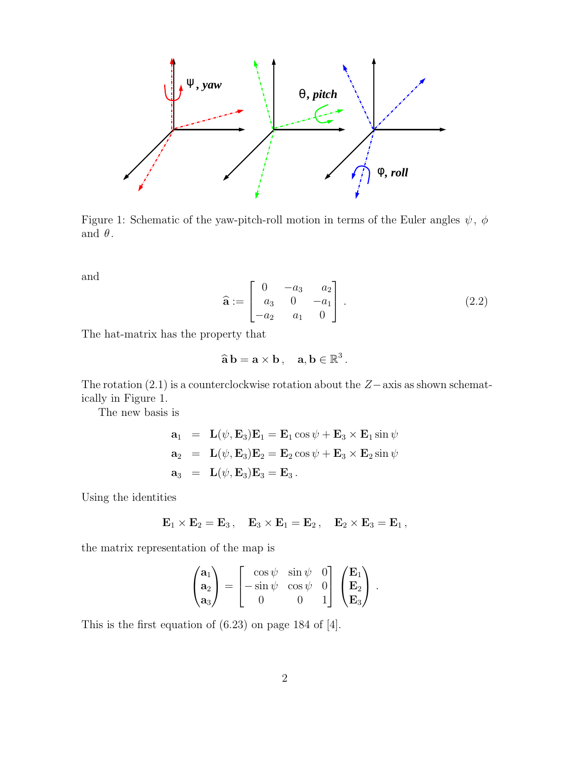Figure 1: Schematic of the yaw-pitch-roll motion in terms of the Euler angles $\psi$, $\phi$ and $\theta$.

and

$$
\widehat{\mathbf{a}} := \begin{bmatrix} 0 & -a_3 & a_2 \\ a_3 & 0 & -a_1 \\ -a_2 & a_1 & 0 \end{bmatrix} . \tag{2.2}
$$

The hat-matrix has the property that

$$
\widehat{\mathbf{a}}\,\mathbf{b} = \mathbf{a} \times \mathbf{b}\,, \quad \mathbf{a}, \mathbf{b} \in \mathbb{R}^3 .
$$

The rotation (2.1) is a counterclockwise rotation about the $Z-$axis as shown schematically in Figure 1.

The new basis is

$$
\begin{aligned}
\mathbf{a}_1 &= \mathbf{L}(\psi, \mathbf{E}_3)\mathbf{E}_1 = \mathbf{E}_1 \cos\psi + \mathbf{E}_3 \times \mathbf{E}_1 \sin\psi \\
\mathbf{a}_2 &= \mathbf{L}(\psi, \mathbf{E}_3)\mathbf{E}_2 = \mathbf{E}_2 \cos\psi + \mathbf{E}_3 \times \mathbf{E}_2 \sin\psi \\
\mathbf{a}_3 &= \mathbf{L}(\psi, \mathbf{E}_3)\mathbf{E}_3 = \mathbf{E}_3 .
\end{aligned}
$$

Using the identities

$$
\mathbf{E}_1 \times \mathbf{E}_2 = \mathbf{E}_3\,, \quad \mathbf{E}_3 \times \mathbf{E}_1 = \mathbf{E}_2\,, \quad \mathbf{E}_2 \times \mathbf{E}_3 = \mathbf{E}_1\,,
$$

the matrix representation of the map is

$$
\begin{pmatrix} \mathbf{a}_1 \\ \mathbf{a}_2 \\ \mathbf{a}_3 \end{pmatrix} = \begin{bmatrix} \cos\psi & \sin\psi & 0 \\ -\sin\psi & \cos\psi & 0 \\ 0 & 0 & 1 \end{bmatrix} \begin{pmatrix} \mathbf{E}_1 \\ \mathbf{E}_2 \\ \mathbf{E}_3 \end{pmatrix} .
$$

This is the first equation of (6.23) on page 184 of [4].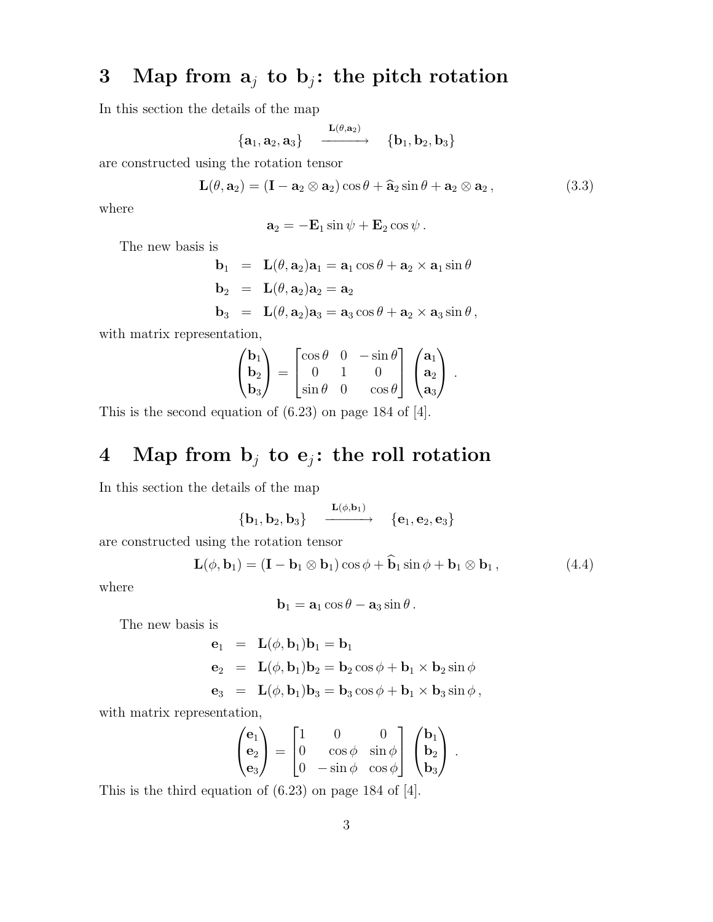# 3 Map from $\mathbf{a}_j$ to $\mathbf{b}_j$: the pitch rotation

In this section the details of the map

$$\{\mathbf{a}_1, \mathbf{a}_2, \mathbf{a}_3\} \quad \xrightarrow{\mathbf{L}(\theta, \mathbf{a}_2)} \quad \{\mathbf{b}_1, \mathbf{b}_2, \mathbf{b}_3\}$$

are constructed using the rotation tensor

$$\mathbf{L}(\theta, \mathbf{a}_2) = (\mathbf{I} - \mathbf{a}_2 \otimes \mathbf{a}_2)\cos\theta + \widehat{\mathbf{a}}_2 \sin\theta + \mathbf{a}_2 \otimes \mathbf{a}_2 \,, \tag{3.3}$$

where

$$\mathbf{a}_2 = -\mathbf{E}_1 \sin\psi + \mathbf{E}_2 \cos\psi \,.$$

The new basis is

$$\begin{aligned}
\mathbf{b}_1 &= \mathbf{L}(\theta, \mathbf{a}_2)\mathbf{a}_1 = \mathbf{a}_1 \cos\theta + \mathbf{a}_2 \times \mathbf{a}_1 \sin\theta \\
\mathbf{b}_2 &= \mathbf{L}(\theta, \mathbf{a}_2)\mathbf{a}_2 = \mathbf{a}_2 \\
\mathbf{b}_3 &= \mathbf{L}(\theta, \mathbf{a}_2)\mathbf{a}_3 = \mathbf{a}_3 \cos\theta + \mathbf{a}_2 \times \mathbf{a}_3 \sin\theta \,,
\end{aligned}$$

with matrix representation,

$$\begin{pmatrix} \mathbf{b}_1 \\ \mathbf{b}_2 \\ \mathbf{b}_3 \end{pmatrix} = \begin{bmatrix} \cos\theta & 0 & -\sin\theta \\ 0 & 1 & 0 \\ \sin\theta & 0 & \cos\theta \end{bmatrix} \begin{pmatrix} \mathbf{a}_1 \\ \mathbf{a}_2 \\ \mathbf{a}_3 \end{pmatrix} \,.$$

This is the second equation of (6.23) on page 184 of [4].

# 4 Map from $\mathbf{b}_j$ to $\mathbf{e}_j$: the roll rotation

In this section the details of the map

$$\{\mathbf{b}_1, \mathbf{b}_2, \mathbf{b}_3\} \quad \xrightarrow{\mathbf{L}(\phi, \mathbf{b}_1)} \quad \{\mathbf{e}_1, \mathbf{e}_2, \mathbf{e}_3\}$$

are constructed using the rotation tensor

$$\mathbf{L}(\phi, \mathbf{b}_1) = (\mathbf{I} - \mathbf{b}_1 \otimes \mathbf{b}_1)\cos\phi + \widehat{\mathbf{b}}_1 \sin\phi + \mathbf{b}_1 \otimes \mathbf{b}_1 \,, \tag{4.4}$$

where

$$\mathbf{b}_1 = \mathbf{a}_1 \cos\theta - \mathbf{a}_3 \sin\theta \,.$$

The new basis is

$$\begin{aligned}
\mathbf{e}_1 &= \mathbf{L}(\phi, \mathbf{b}_1)\mathbf{b}_1 = \mathbf{b}_1 \\
\mathbf{e}_2 &= \mathbf{L}(\phi, \mathbf{b}_1)\mathbf{b}_2 = \mathbf{b}_2 \cos\phi + \mathbf{b}_1 \times \mathbf{b}_2 \sin\phi \\
\mathbf{e}_3 &= \mathbf{L}(\phi, \mathbf{b}_1)\mathbf{b}_3 = \mathbf{b}_3 \cos\phi + \mathbf{b}_1 \times \mathbf{b}_3 \sin\phi \,,
\end{aligned}$$

with matrix representation,

$$\begin{pmatrix} \mathbf{e}_1 \\ \mathbf{e}_2 \\ \mathbf{e}_3 \end{pmatrix} = \begin{bmatrix} 1 & 0 & 0 \\ 0 & \cos\phi & \sin\phi \\ 0 & -\sin\phi & \cos\phi \end{bmatrix} \begin{pmatrix} \mathbf{b}_1 \\ \mathbf{b}_2 \\ \mathbf{b}_3 \end{pmatrix} \,.$$

This is the third equation of (6.23) on page 184 of [4].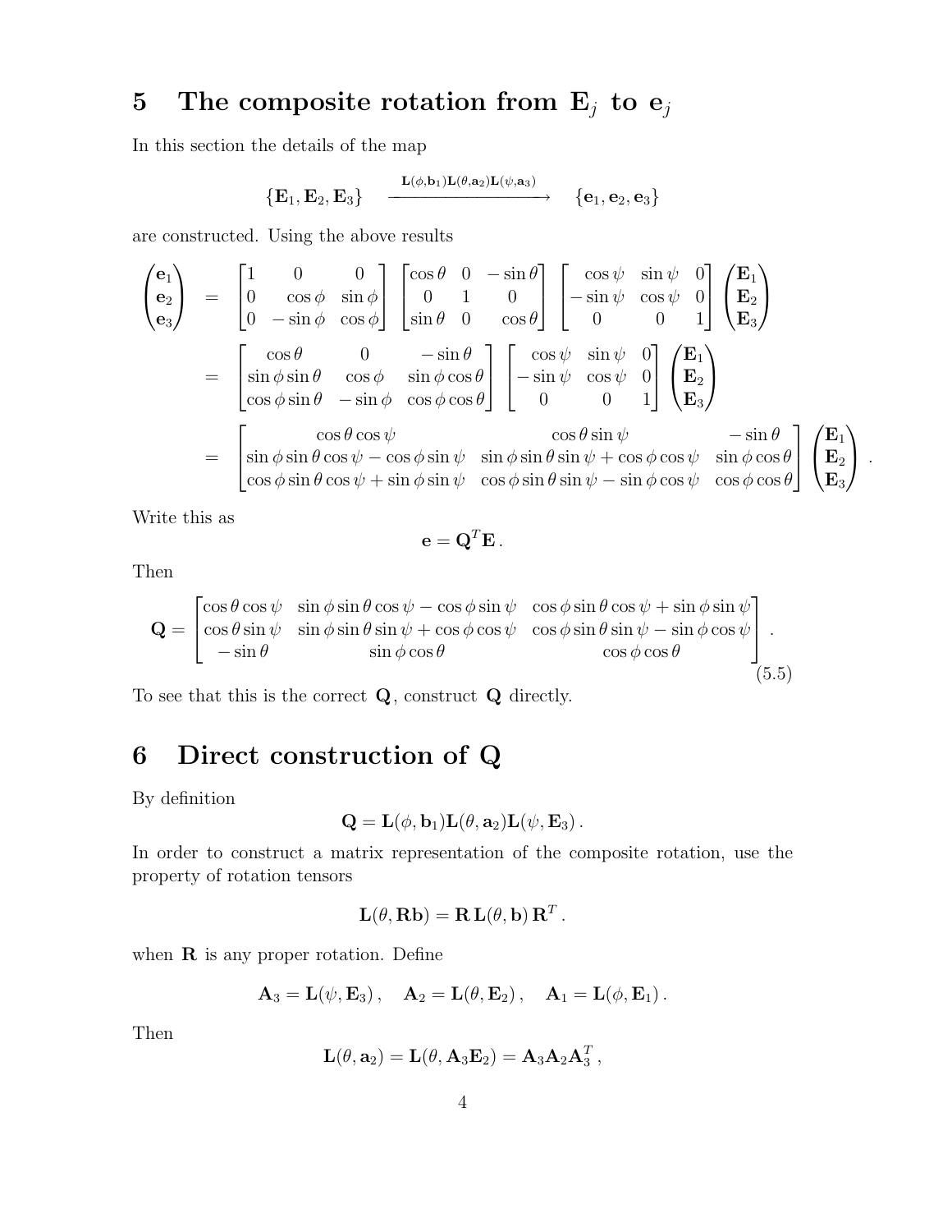## 5 The composite rotation from $\mathbf{E}_j$ to $\mathbf{e}_j$

In this section the details of the map

$$\{\mathbf{E}_1, \mathbf{E}_2, \mathbf{E}_3\} \quad \xrightarrow{\mathbf{L}(\phi,\mathbf{b}_1)\mathbf{L}(\theta,\mathbf{a}_2)\mathbf{L}(\psi,\mathbf{a}_3)} \quad \{\mathbf{e}_1, \mathbf{e}_2, \mathbf{e}_3\}$$

are constructed. Using the above results

$$\begin{aligned}
\begin{pmatrix}\mathbf{e}_1\\ \mathbf{e}_2\\ \mathbf{e}_3\end{pmatrix} &= \begin{bmatrix}1 & 0 & 0\\ 0 & \cos\phi & \sin\phi\\ 0 & -\sin\phi & \cos\phi\end{bmatrix}\begin{bmatrix}\cos\theta & 0 & -\sin\theta\\ 0 & 1 & 0\\ \sin\theta & 0 & \cos\theta\end{bmatrix}\begin{bmatrix}\cos\psi & \sin\psi & 0\\ -\sin\psi & \cos\psi & 0\\ 0 & 0 & 1\end{bmatrix}\begin{pmatrix}\mathbf{E}_1\\ \mathbf{E}_2\\ \mathbf{E}_3\end{pmatrix}\\
&= \begin{bmatrix}\cos\theta & 0 & -\sin\theta\\ \sin\phi\sin\theta & \cos\phi & \sin\phi\cos\theta\\ \cos\phi\sin\theta & -\sin\phi & \cos\phi\cos\theta\end{bmatrix}\begin{bmatrix}\cos\psi & \sin\psi & 0\\ -\sin\psi & \cos\psi & 0\\ 0 & 0 & 1\end{bmatrix}\begin{pmatrix}\mathbf{E}_1\\ \mathbf{E}_2\\ \mathbf{E}_3\end{pmatrix}\\
&= \begin{bmatrix}\cos\theta\cos\psi & \cos\theta\sin\psi & -\sin\theta\\ \sin\phi\sin\theta\cos\psi - \cos\phi\sin\psi & \sin\phi\sin\theta\sin\psi + \cos\phi\cos\psi & \sin\phi\cos\theta\\ \cos\phi\sin\theta\cos\psi + \sin\phi\sin\psi & \cos\phi\sin\theta\sin\psi - \sin\phi\cos\psi & \cos\phi\cos\theta\end{bmatrix}\begin{pmatrix}\mathbf{E}_1\\ \mathbf{E}_2\\ \mathbf{E}_3\end{pmatrix}.
\end{aligned}$$

Write this as

$$\mathbf{e} = \mathbf{Q}^T\mathbf{E}.$$

Then

$$\mathbf{Q} = \begin{bmatrix}\cos\theta\cos\psi & \sin\phi\sin\theta\cos\psi - \cos\phi\sin\psi & \cos\phi\sin\theta\cos\psi + \sin\phi\sin\psi\\ \cos\theta\sin\psi & \sin\phi\sin\theta\sin\psi + \cos\phi\cos\psi & \cos\phi\sin\theta\sin\psi - \sin\phi\cos\psi\\ -\sin\theta & \sin\phi\cos\theta & \cos\phi\cos\theta\end{bmatrix}. \tag{5.5}$$

To see that this is the correct $\mathbf{Q}$, construct $\mathbf{Q}$ directly.

## 6 Direct construction of Q

By definition

$$\mathbf{Q} = \mathbf{L}(\phi, \mathbf{b}_1)\mathbf{L}(\theta, \mathbf{a}_2)\mathbf{L}(\psi, \mathbf{E}_3).$$

In order to construct a matrix representation of the composite rotation, use the property of rotation tensors

$$\mathbf{L}(\theta, \mathbf{R}\mathbf{b}) = \mathbf{R}\,\mathbf{L}(\theta, \mathbf{b})\,\mathbf{R}^T.$$

when $\mathbf{R}$ is any proper rotation. Define

$$\mathbf{A}_3 = \mathbf{L}(\psi, \mathbf{E}_3), \quad \mathbf{A}_2 = \mathbf{L}(\theta, \mathbf{E}_2), \quad \mathbf{A}_1 = \mathbf{L}(\phi, \mathbf{E}_1).$$

Then

$$\mathbf{L}(\theta, \mathbf{a}_2) = \mathbf{L}(\theta, \mathbf{A}_3\mathbf{E}_2) = \mathbf{A}_3\mathbf{A}_2\mathbf{A}_3^T,$$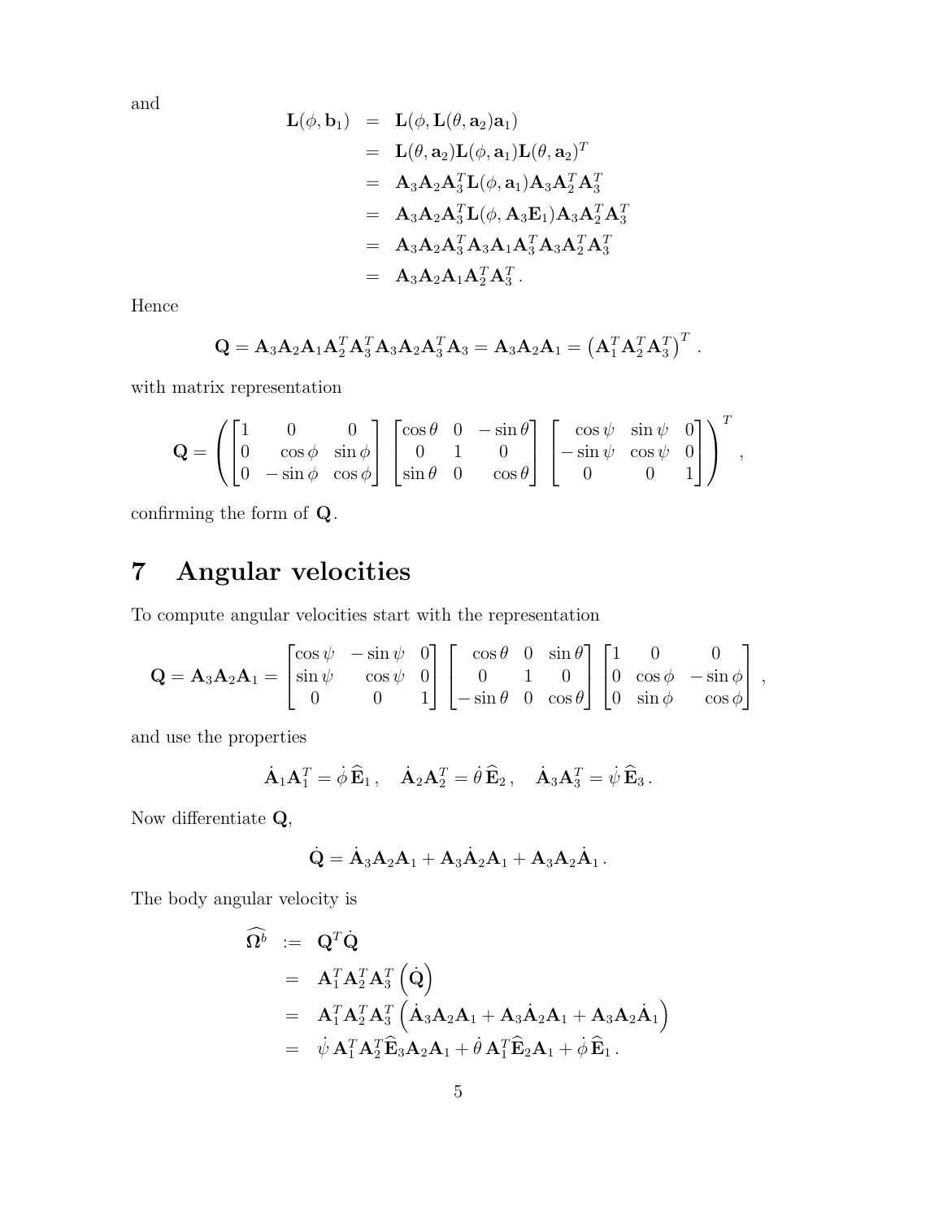and

$$
\begin{aligned}
\mathbf{L}(\phi, \mathbf{b}_1) &= \mathbf{L}(\phi, \mathbf{L}(\theta, \mathbf{a}_2)\mathbf{a}_1) \\
&= \mathbf{L}(\theta, \mathbf{a}_2)\mathbf{L}(\phi, \mathbf{a}_1)\mathbf{L}(\theta, \mathbf{a}_2)^T \\
&= \mathbf{A}_3\mathbf{A}_2\mathbf{A}_3^T\mathbf{L}(\phi, \mathbf{a}_1)\mathbf{A}_3\mathbf{A}_2^T\mathbf{A}_3^T \\
&= \mathbf{A}_3\mathbf{A}_2\mathbf{A}_3^T\mathbf{L}(\phi, \mathbf{A}_3\mathbf{E}_1)\mathbf{A}_3\mathbf{A}_2^T\mathbf{A}_3^T \\
&= \mathbf{A}_3\mathbf{A}_2\mathbf{A}_3^T\mathbf{A}_3\mathbf{A}_1\mathbf{A}_3^T\mathbf{A}_3\mathbf{A}_2^T\mathbf{A}_3^T \\
&= \mathbf{A}_3\mathbf{A}_2\mathbf{A}_1\mathbf{A}_2^T\mathbf{A}_3^T\,.
\end{aligned}
$$

Hence

$$
\mathbf{Q} = \mathbf{A}_3\mathbf{A}_2\mathbf{A}_1\mathbf{A}_2^T\mathbf{A}_3^T\mathbf{A}_3\mathbf{A}_2\mathbf{A}_3^T\mathbf{A}_3 = \mathbf{A}_3\mathbf{A}_2\mathbf{A}_1 = \left(\mathbf{A}_1^T\mathbf{A}_2^T\mathbf{A}_3^T\right)^T\,.
$$

with matrix representation

$$
\mathbf{Q} = \left( \begin{bmatrix} 1 & 0 & 0 \\ 0 & \cos\phi & \sin\phi \\ 0 & -\sin\phi & \cos\phi \end{bmatrix} \begin{bmatrix} \cos\theta & 0 & -\sin\theta \\ 0 & 1 & 0 \\ \sin\theta & 0 & \cos\theta \end{bmatrix} \begin{bmatrix} \cos\psi & \sin\psi & 0 \\ -\sin\psi & \cos\psi & 0 \\ 0 & 0 & 1 \end{bmatrix} \right)^T\,,
$$

confirming the form of $\mathbf{Q}$.

# 7 Angular velocities

To compute angular velocities start with the representation

$$
\mathbf{Q} = \mathbf{A}_3\mathbf{A}_2\mathbf{A}_1 = \begin{bmatrix} \cos\psi & -\sin\psi & 0 \\ \sin\psi & \cos\psi & 0 \\ 0 & 0 & 1 \end{bmatrix} \begin{bmatrix} \cos\theta & 0 & \sin\theta \\ 0 & 1 & 0 \\ -\sin\theta & 0 & \cos\theta \end{bmatrix} \begin{bmatrix} 1 & 0 & 0 \\ 0 & \cos\phi & -\sin\phi \\ 0 & \sin\phi & \cos\phi \end{bmatrix}\,,
$$

and use the properties

$$
\dot{\mathbf{A}}_1\mathbf{A}_1^T = \dot{\phi}\,\widehat{\mathbf{E}}_1\,, \quad \dot{\mathbf{A}}_2\mathbf{A}_2^T = \dot{\theta}\,\widehat{\mathbf{E}}_2\,, \quad \dot{\mathbf{A}}_3\mathbf{A}_3^T = \dot{\psi}\,\widehat{\mathbf{E}}_3\,.
$$

Now differentiate $\mathbf{Q}$,

$$
\dot{\mathbf{Q}} = \dot{\mathbf{A}}_3\mathbf{A}_2\mathbf{A}_1 + \mathbf{A}_3\dot{\mathbf{A}}_2\mathbf{A}_1 + \mathbf{A}_3\mathbf{A}_2\dot{\mathbf{A}}_1\,.
$$

The body angular velocity is

$$
\begin{aligned}
\widehat{\mathbf{\Omega}^b} &:= \mathbf{Q}^T\dot{\mathbf{Q}} \\
&= \mathbf{A}_1^T\mathbf{A}_2^T\mathbf{A}_3^T\left(\dot{\mathbf{Q}}\right) \\
&= \mathbf{A}_1^T\mathbf{A}_2^T\mathbf{A}_3^T\left(\dot{\mathbf{A}}_3\mathbf{A}_2\mathbf{A}_1 + \mathbf{A}_3\dot{\mathbf{A}}_2\mathbf{A}_1 + \mathbf{A}_3\mathbf{A}_2\dot{\mathbf{A}}_1\right) \\
&= \dot{\psi}\,\mathbf{A}_1^T\mathbf{A}_2^T\widehat{\mathbf{E}}_3\mathbf{A}_2\mathbf{A}_1 + \dot{\theta}\,\mathbf{A}_1^T\widehat{\mathbf{E}}_2\mathbf{A}_1 + \dot{\phi}\,\widehat{\mathbf{E}}_1\,.
\end{aligned}
$$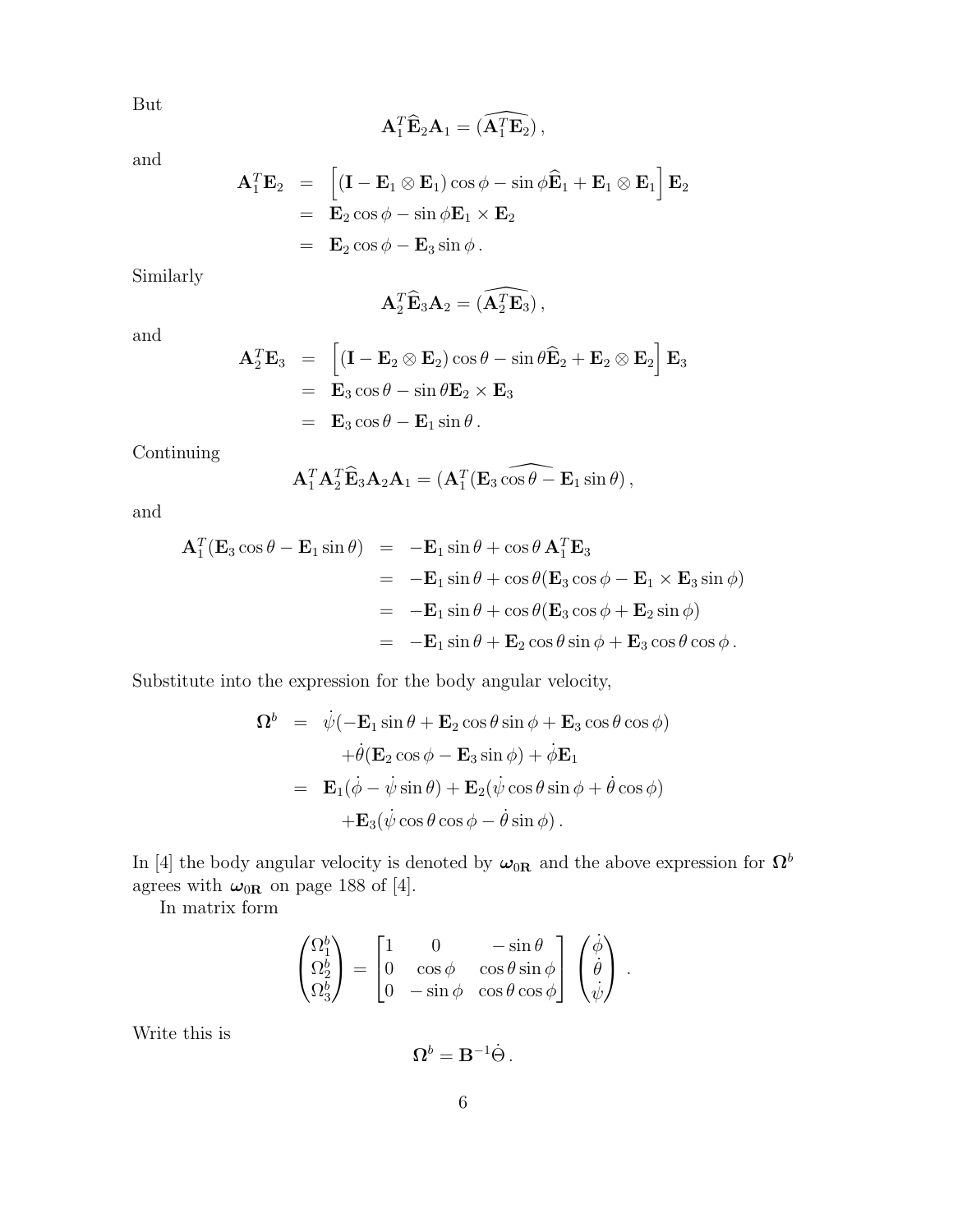But

$$\mathbf{A}_1^T \widehat{\mathbf{E}}_2 \mathbf{A}_1 = (\widehat{\mathbf{A}_1^T \mathbf{E}_2}) \,,$$

and

$$\begin{aligned}
\mathbf{A}_1^T \mathbf{E}_2 &= \left[ (\mathbf{I} - \mathbf{E}_1 \otimes \mathbf{E}_1) \cos\phi - \sin\phi \widehat{\mathbf{E}}_1 + \mathbf{E}_1 \otimes \mathbf{E}_1 \right] \mathbf{E}_2 \\
&= \mathbf{E}_2 \cos\phi - \sin\phi \mathbf{E}_1 \times \mathbf{E}_2 \\
&= \mathbf{E}_2 \cos\phi - \mathbf{E}_3 \sin\phi \,.
\end{aligned}$$

Similarly

$$\mathbf{A}_2^T \widehat{\mathbf{E}}_3 \mathbf{A}_2 = (\widehat{\mathbf{A}_2^T \mathbf{E}_3}) \,,$$

and

$$\begin{aligned}
\mathbf{A}_2^T \mathbf{E}_3 &= \left[ (\mathbf{I} - \mathbf{E}_2 \otimes \mathbf{E}_2) \cos\theta - \sin\theta \widehat{\mathbf{E}}_2 + \mathbf{E}_2 \otimes \mathbf{E}_2 \right] \mathbf{E}_3 \\
&= \mathbf{E}_3 \cos\theta - \sin\theta \mathbf{E}_2 \times \mathbf{E}_3 \\
&= \mathbf{E}_3 \cos\theta - \mathbf{E}_1 \sin\theta \,.
\end{aligned}$$

Continuing

$$\mathbf{A}_1^T \mathbf{A}_2^T \widehat{\mathbf{E}}_3 \mathbf{A}_2 \mathbf{A}_1 = (\widehat{\mathbf{A}_1^T (\mathbf{E}_3 \cos\theta - \mathbf{E}_1 \sin\theta}) \,,$$

and

$$\begin{aligned}
\mathbf{A}_1^T (\mathbf{E}_3 \cos\theta - \mathbf{E}_1 \sin\theta) &= -\mathbf{E}_1 \sin\theta + \cos\theta \, \mathbf{A}_1^T \mathbf{E}_3 \\
&= -\mathbf{E}_1 \sin\theta + \cos\theta (\mathbf{E}_3 \cos\phi - \mathbf{E}_1 \times \mathbf{E}_3 \sin\phi) \\
&= -\mathbf{E}_1 \sin\theta + \cos\theta (\mathbf{E}_3 \cos\phi + \mathbf{E}_2 \sin\phi) \\
&= -\mathbf{E}_1 \sin\theta + \mathbf{E}_2 \cos\theta \sin\phi + \mathbf{E}_3 \cos\theta \cos\phi \,.
\end{aligned}$$

Substitute into the expression for the body angular velocity,

$$\begin{aligned}
\mathbf{\Omega}^b &= \dot{\psi}(-\mathbf{E}_1 \sin\theta + \mathbf{E}_2 \cos\theta \sin\phi + \mathbf{E}_3 \cos\theta \cos\phi) \\
&\quad + \dot{\theta}(\mathbf{E}_2 \cos\phi - \mathbf{E}_3 \sin\phi) + \dot{\phi} \mathbf{E}_1 \\
&= \mathbf{E}_1 (\dot{\phi} - \dot{\psi} \sin\theta) + \mathbf{E}_2 (\dot{\psi} \cos\theta \sin\phi + \dot{\theta} \cos\phi) \\
&\quad + \mathbf{E}_3 (\dot{\psi} \cos\theta \cos\phi - \dot{\theta} \sin\phi) \,.
\end{aligned}$$

In [4] the body angular velocity is denoted by $\boldsymbol{\omega}_{\mathbf{0R}}$ and the above expression for $\mathbf{\Omega}^b$ agrees with $\boldsymbol{\omega}_{\mathbf{0R}}$ on page 188 of [4].

In matrix form

$$\begin{pmatrix} \Omega_1^b \\ \Omega_2^b \\ \Omega_3^b \end{pmatrix} = \begin{bmatrix} 1 & 0 & -\sin\theta \\ 0 & \cos\phi & \cos\theta \sin\phi \\ 0 & -\sin\phi & \cos\theta \cos\phi \end{bmatrix} \begin{pmatrix} \dot{\phi} \\ \dot{\theta} \\ \dot{\psi} \end{pmatrix} \,.$$

Write this is

$$\mathbf{\Omega}^b = \mathbf{B}^{-1} \dot{\Theta} \,.$$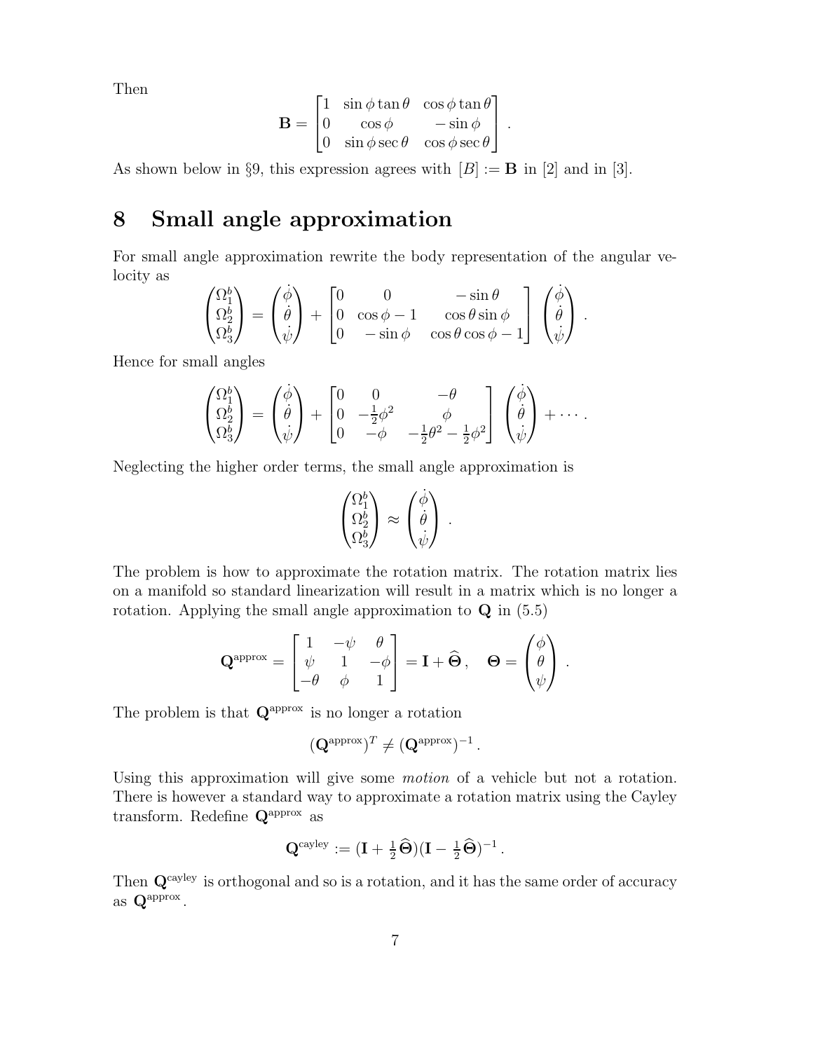Then

$$
\mathbf{B} = \begin{bmatrix} 1 & \sin\phi\tan\theta & \cos\phi\tan\theta \\ 0 & \cos\phi & -\sin\phi \\ 0 & \sin\phi\sec\theta & \cos\phi\sec\theta \end{bmatrix} .
$$

As shown below in §9, this expression agrees with $[B] := \mathbf{B}$ in [2] and in [3].

# 8 Small angle approximation

For small angle approximation rewrite the body representation of the angular velocity as

$$
\begin{pmatrix} \Omega_1^b \\ \Omega_2^b \\ \Omega_3^b \end{pmatrix} = \begin{pmatrix} \dot\phi \\ \dot\theta \\ \dot\psi \end{pmatrix} + \begin{bmatrix} 0 & 0 & -\sin\theta \\ 0 & \cos\phi - 1 & \cos\theta\sin\phi \\ 0 & -\sin\phi & \cos\theta\cos\phi - 1 \end{bmatrix} \begin{pmatrix} \dot\phi \\ \dot\theta \\ \dot\psi \end{pmatrix} .
$$

Hence for small angles

$$
\begin{pmatrix} \Omega_1^b \\ \Omega_2^b \\ \Omega_3^b \end{pmatrix} = \begin{pmatrix} \dot\phi \\ \dot\theta \\ \dot\psi \end{pmatrix} + \begin{bmatrix} 0 & 0 & -\theta \\ 0 & -\frac{1}{2}\phi^2 & \phi \\ 0 & -\phi & -\frac{1}{2}\theta^2 - \frac{1}{2}\phi^2 \end{bmatrix} \begin{pmatrix} \dot\phi \\ \dot\theta \\ \dot\psi \end{pmatrix} + \cdots .
$$

Neglecting the higher order terms, the small angle approximation is

$$
\begin{pmatrix} \Omega_1^b \\ \Omega_2^b \\ \Omega_3^b \end{pmatrix} \approx \begin{pmatrix} \dot\phi \\ \dot\theta \\ \dot\psi \end{pmatrix} .
$$

The problem is how to approximate the rotation matrix. The rotation matrix lies on a manifold so standard linearization will result in a matrix which is no longer a rotation. Applying the small angle approximation to $\mathbf{Q}$ in (5.5)

$$
\mathbf{Q}^{\rm approx} = \begin{bmatrix} 1 & -\psi & \theta \\ \psi & 1 & -\phi \\ -\theta & \phi & 1 \end{bmatrix} = \mathbf{I} + \widehat{\mathbf{\Theta}} , \quad \mathbf{\Theta} = \begin{pmatrix} \phi \\ \theta \\ \psi \end{pmatrix} .
$$

The problem is that $\mathbf{Q}^{\rm approx}$ is no longer a rotation

$$
(\mathbf{Q}^{\rm approx})^T \neq (\mathbf{Q}^{\rm approx})^{-1} .
$$

Using this approximation will give some *motion* of a vehicle but not a rotation. There is however a standard way to approximate a rotation matrix using the Cayley transform. Redefine $\mathbf{Q}^{\rm approx}$ as

$$
\mathbf{Q}^{\rm cayley} := (\mathbf{I} + \tfrac{1}{2}\widehat{\mathbf{\Theta}})(\mathbf{I} - \tfrac{1}{2}\widehat{\mathbf{\Theta}})^{-1} .
$$

Then $\mathbf{Q}^{\rm cayley}$ is orthogonal and so is a rotation, and it has the same order of accuracy as $\mathbf{Q}^{\rm approx}$.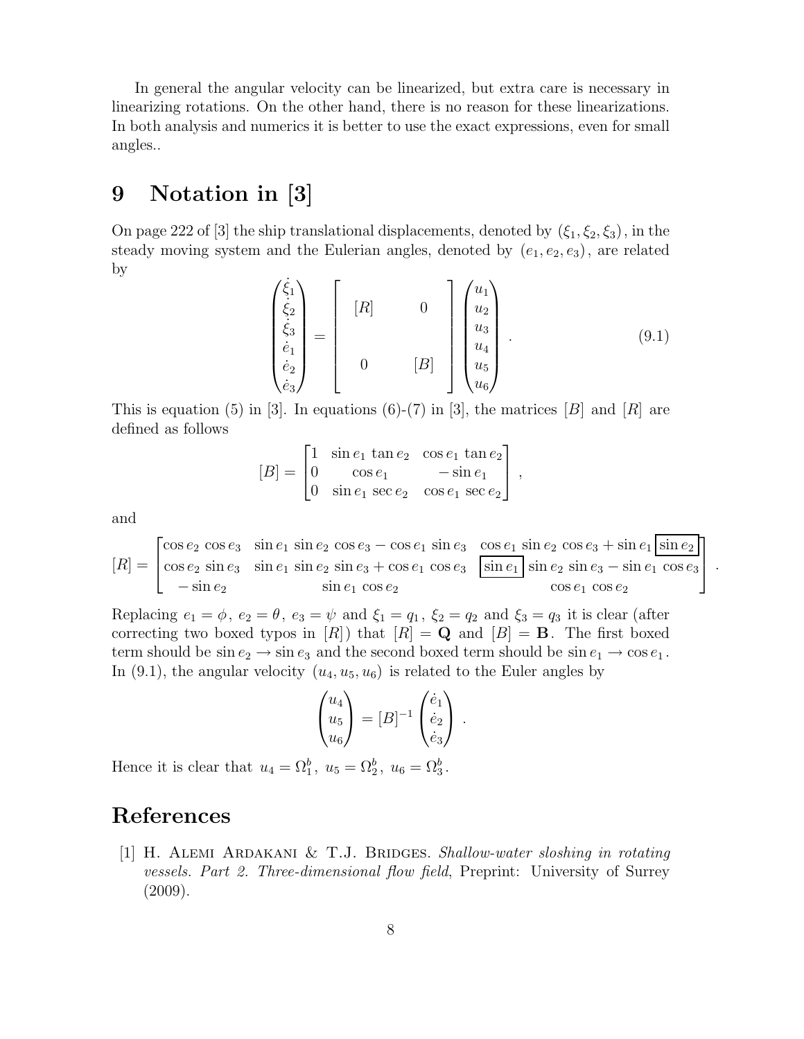In general the angular velocity can be linearized, but extra care is necessary in linearizing rotations. On the other hand, there is no reason for these linearizations. In both analysis and numerics it is better to use the exact expressions, even for small angles..

# 9 Notation in [3]

On page 222 of [3] the ship translational displacements, denoted by $(\xi_1, \xi_2, \xi_3)$, in the steady moving system and the Eulerian angles, denoted by $(e_1, e_2, e_3)$, are related by

$$
\begin{pmatrix} \dot{\xi}_1 \\ \dot{\xi}_2 \\ \dot{\xi}_3 \\ \dot{e}_1 \\ \dot{e}_2 \\ \dot{e}_3 \end{pmatrix} = \begin{bmatrix} [R] & 0 \\ & \\ 0 & [B] \end{bmatrix} \begin{pmatrix} u_1 \\ u_2 \\ u_3 \\ u_4 \\ u_5 \\ u_6 \end{pmatrix} . \tag{9.1}
$$

This is equation (5) in [3]. In equations (6)-(7) in [3], the matrices $[B]$ and $[R]$ are defined as follows

$$
[B] = \begin{bmatrix} 1 & \sin e_1 \, \tan e_2 & \cos e_1 \, \tan e_2 \\ 0 & \cos e_1 & -\sin e_1 \\ 0 & \sin e_1 \, \sec e_2 & \cos e_1 \, \sec e_2 \end{bmatrix} ,
$$

and

$$
[R] = \begin{bmatrix} \cos e_2 \, \cos e_3 & \sin e_1 \, \sin e_2 \, \cos e_3 - \cos e_1 \, \sin e_3 & \cos e_1 \, \sin e_2 \, \cos e_3 + \sin e_1 \, \boxed{\sin e_2} \\ \cos e_2 \, \sin e_3 & \sin e_1 \, \sin e_2 \, \sin e_3 + \cos e_1 \, \cos e_3 & \boxed{\sin e_1} \, \sin e_2 \, \sin e_3 - \sin e_1 \, \cos e_3 \\ -\sin e_2 & \sin e_1 \, \cos e_2 & \cos e_1 \, \cos e_2 \end{bmatrix} .
$$

Replacing $e_1 = \phi$, $e_2 = \theta$, $e_3 = \psi$ and $\xi_1 = q_1$, $\xi_2 = q_2$ and $\xi_3 = q_3$ it is clear (after correcting two boxed typos in $[R]$) that $[R] = \mathbf{Q}$ and $[B] = \mathbf{B}$. The first boxed term should be $\sin e_2 \to \sin e_3$ and the second boxed term should be $\sin e_1 \to \cos e_1$. In (9.1), the angular velocity $(u_4, u_5, u_6)$ is related to the Euler angles by

$$
\begin{pmatrix} u_4 \\ u_5 \\ u_6 \end{pmatrix} = [B]^{-1} \begin{pmatrix} \dot{e}_1 \\ \dot{e}_2 \\ \dot{e}_3 \end{pmatrix} .
$$

Hence it is clear that $u_4 = \Omega_1^b$, $u_5 = \Omega_2^b$, $u_6 = \Omega_3^b$.

# References

[1] H. Alemi Ardakani & T.J. Bridges. *Shallow-water sloshing in rotating vessels. Part 2. Three-dimensional flow field*, Preprint: University of Surrey (2009).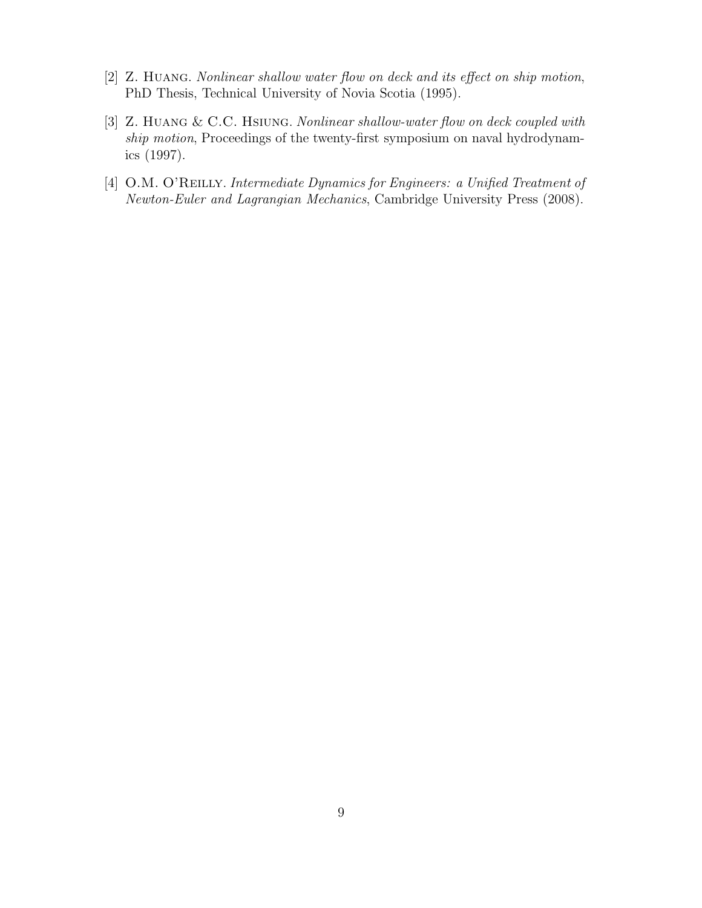[2] Z. Huang. *Nonlinear shallow water flow on deck and its effect on ship motion*, PhD Thesis, Technical University of Novia Scotia (1995).

[3] Z. Huang & C.C. Hsiung. *Nonlinear shallow-water flow on deck coupled with ship motion*, Proceedings of the twenty-first symposium on naval hydrodynamics (1997).

[4] O.M. O'Reilly. *Intermediate Dynamics for Engineers: a Unified Treatment of Newton-Euler and Lagrangian Mechanics*, Cambridge University Press (2008).